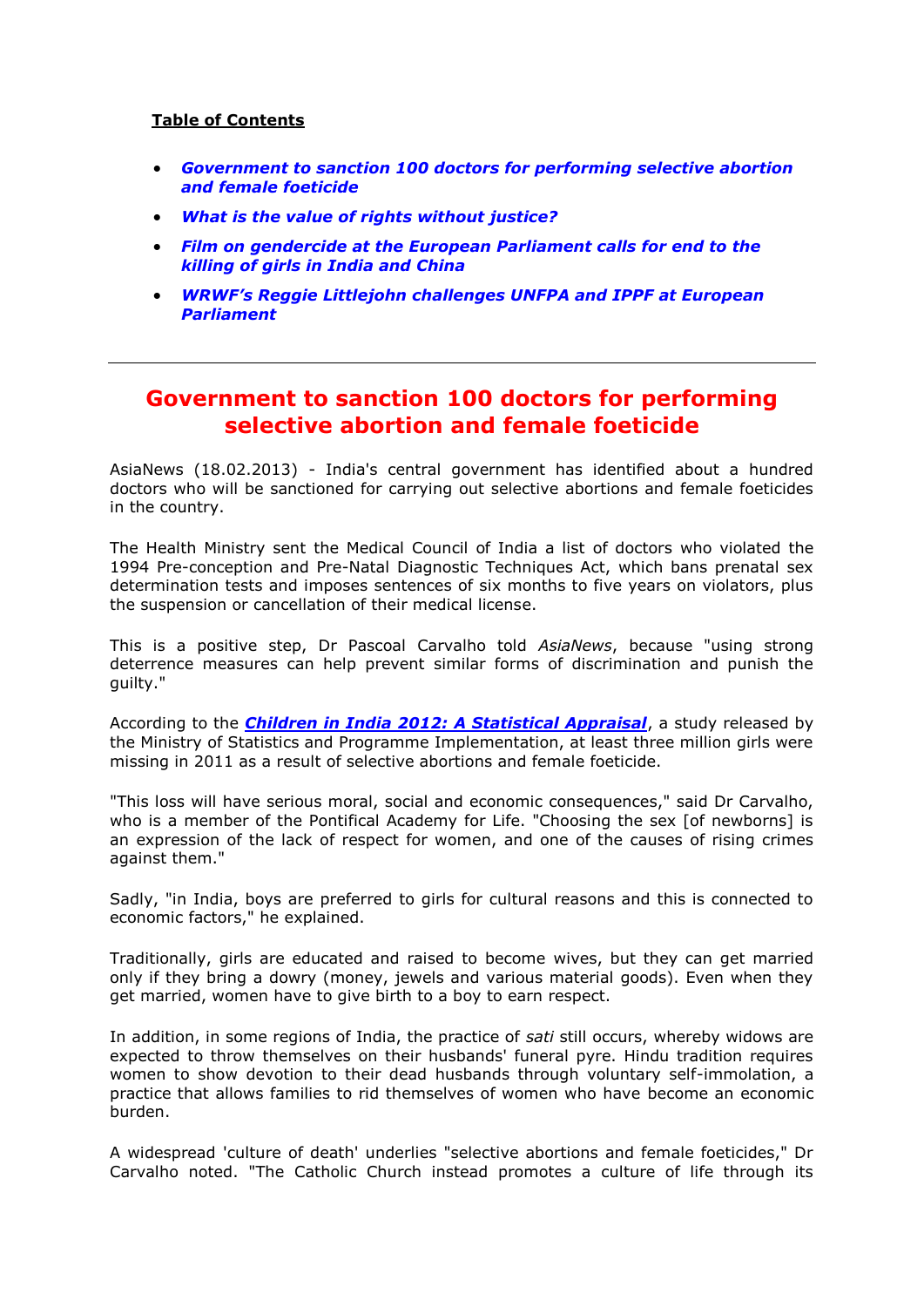**Table of Contents**

- ***Government to sanction 100 doctors for performing selective abortion and female foeticide***
- ***What is the value of rights without justice?***
- ***Film on gendercide at the European Parliament calls for end to the killing of girls in India and China***
- ***WRWF's Reggie Littlejohn challenges UNFPA and IPPF at European Parliament***

---

# Government to sanction 100 doctors for performing selective abortion and female foeticide

AsiaNews (18.02.2013) - India's central government has identified about a hundred doctors who will be sanctioned for carrying out selective abortions and female foeticides in the country.

The Health Ministry sent the Medical Council of India a list of doctors who violated the 1994 Pre-conception and Pre-Natal Diagnostic Techniques Act, which bans prenatal sex determination tests and imposes sentences of six months to five years on violators, plus the suspension or cancellation of their medical license.

This is a positive step, Dr Pascoal Carvalho told *AsiaNews*, because "using strong deterrence measures can help prevent similar forms of discrimination and punish the guilty."

According to the ***Children in India 2012: A Statistical Appraisal***, a study released by the Ministry of Statistics and Programme Implementation, at least three million girls were missing in 2011 as a result of selective abortions and female foeticide.

"This loss will have serious moral, social and economic consequences," said Dr Carvalho, who is a member of the Pontifical Academy for Life. "Choosing the sex [of newborns] is an expression of the lack of respect for women, and one of the causes of rising crimes against them."

Sadly, "in India, boys are preferred to girls for cultural reasons and this is connected to economic factors," he explained.

Traditionally, girls are educated and raised to become wives, but they can get married only if they bring a dowry (money, jewels and various material goods). Even when they get married, women have to give birth to a boy to earn respect.

In addition, in some regions of India, the practice of *sati* still occurs, whereby widows are expected to throw themselves on their husbands' funeral pyre. Hindu tradition requires women to show devotion to their dead husbands through voluntary self-immolation, a practice that allows families to rid themselves of women who have become an economic burden.

A widespread 'culture of death' underlies "selective abortions and female foeticides," Dr Carvalho noted. "The Catholic Church instead promotes a culture of life through its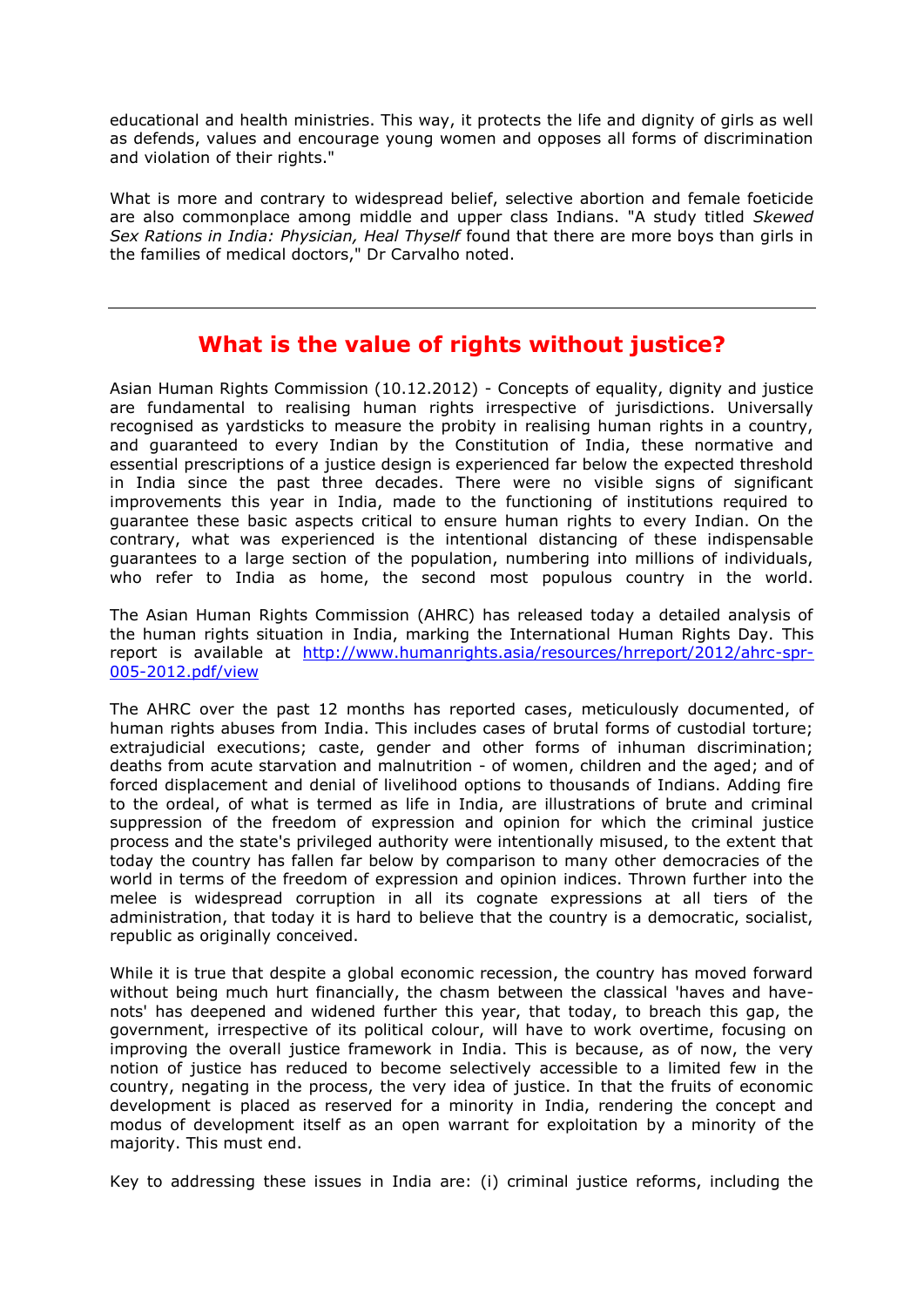educational and health ministries. This way, it protects the life and dignity of girls as well as defends, values and encourage young women and opposes all forms of discrimination and violation of their rights."

What is more and contrary to widespread belief, selective abortion and female foeticide are also commonplace among middle and upper class Indians. "A study titled *Skewed Sex Rations in India: Physician, Heal Thyself* found that there are more boys than girls in the families of medical doctors," Dr Carvalho noted.

---

## What is the value of rights without justice?

Asian Human Rights Commission (10.12.2012) - Concepts of equality, dignity and justice are fundamental to realising human rights irrespective of jurisdictions. Universally recognised as yardsticks to measure the probity in realising human rights in a country, and guaranteed to every Indian by the Constitution of India, these normative and essential prescriptions of a justice design is experienced far below the expected threshold in India since the past three decades. There were no visible signs of significant improvements this year in India, made to the functioning of institutions required to guarantee these basic aspects critical to ensure human rights to every Indian. On the contrary, what was experienced is the intentional distancing of these indispensable guarantees to a large section of the population, numbering into millions of individuals, who refer to India as home, the second most populous country in the world.

The Asian Human Rights Commission (AHRC) has released today a detailed analysis of the human rights situation in India, marking the International Human Rights Day. This report is available at [http://www.humanrights.asia/resources/hrreport/2012/ahrc-spr-005-2012.pdf/view](http://www.humanrights.asia/resources/hrreport/2012/ahrc-spr-005-2012.pdf/view)

The AHRC over the past 12 months has reported cases, meticulously documented, of human rights abuses from India. This includes cases of brutal forms of custodial torture; extrajudicial executions; caste, gender and other forms of inhuman discrimination; deaths from acute starvation and malnutrition - of women, children and the aged; and of forced displacement and denial of livelihood options to thousands of Indians. Adding fire to the ordeal, of what is termed as life in India, are illustrations of brute and criminal suppression of the freedom of expression and opinion for which the criminal justice process and the state's privileged authority were intentionally misused, to the extent that today the country has fallen far below by comparison to many other democracies of the world in terms of the freedom of expression and opinion indices. Thrown further into the melee is widespread corruption in all its cognate expressions at all tiers of the administration, that today it is hard to believe that the country is a democratic, socialist, republic as originally conceived.

While it is true that despite a global economic recession, the country has moved forward without being much hurt financially, the chasm between the classical 'haves and have-nots' has deepened and widened further this year, that today, to breach this gap, the government, irrespective of its political colour, will have to work overtime, focusing on improving the overall justice framework in India. This is because, as of now, the very notion of justice has reduced to become selectively accessible to a limited few in the country, negating in the process, the very idea of justice. In that the fruits of economic development is placed as reserved for a minority in India, rendering the concept and modus of development itself as an open warrant for exploitation by a minority of the majority. This must end.

Key to addressing these issues in India are: (i) criminal justice reforms, including the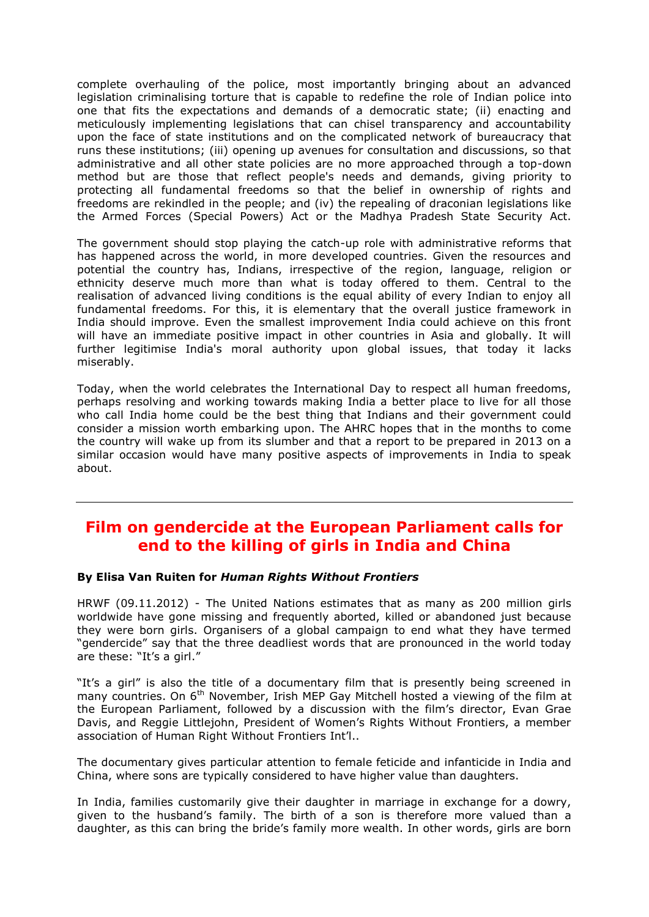complete overhauling of the police, most importantly bringing about an advanced legislation criminalising torture that is capable to redefine the role of Indian police into one that fits the expectations and demands of a democratic state; (ii) enacting and meticulously implementing legislations that can chisel transparency and accountability upon the face of state institutions and on the complicated network of bureaucracy that runs these institutions; (iii) opening up avenues for consultation and discussions, so that administrative and all other state policies are no more approached through a top-down method but are those that reflect people's needs and demands, giving priority to protecting all fundamental freedoms so that the belief in ownership of rights and freedoms are rekindled in the people; and (iv) the repealing of draconian legislations like the Armed Forces (Special Powers) Act or the Madhya Pradesh State Security Act.

The government should stop playing the catch-up role with administrative reforms that has happened across the world, in more developed countries. Given the resources and potential the country has, Indians, irrespective of the region, language, religion or ethnicity deserve much more than what is today offered to them. Central to the realisation of advanced living conditions is the equal ability of every Indian to enjoy all fundamental freedoms. For this, it is elementary that the overall justice framework in India should improve. Even the smallest improvement India could achieve on this front will have an immediate positive impact in other countries in Asia and globally. It will further legitimise India's moral authority upon global issues, that today it lacks miserably.

Today, when the world celebrates the International Day to respect all human freedoms, perhaps resolving and working towards making India a better place to live for all those who call India home could be the best thing that Indians and their government could consider a mission worth embarking upon. The AHRC hopes that in the months to come the country will wake up from its slumber and that a report to be prepared in 2013 on a similar occasion would have many positive aspects of improvements in India to speak about.

---

## Film on gendercide at the European Parliament calls for end to the killing of girls in India and China

**By Elisa Van Ruiten for *Human Rights Without Frontiers***

HRWF (09.11.2012) - The United Nations estimates that as many as 200 million girls worldwide have gone missing and frequently aborted, killed or abandoned just because they were born girls. Organisers of a global campaign to end what they have termed "gendercide" say that the three deadliest words that are pronounced in the world today are these: "It's a girl."

"It's a girl" is also the title of a documentary film that is presently being screened in many countries. On 6th November, Irish MEP Gay Mitchell hosted a viewing of the film at the European Parliament, followed by a discussion with the film's director, Evan Grae Davis, and Reggie Littlejohn, President of Women's Rights Without Frontiers, a member association of Human Right Without Frontiers Int'l..

The documentary gives particular attention to female feticide and infanticide in India and China, where sons are typically considered to have higher value than daughters.

In India, families customarily give their daughter in marriage in exchange for a dowry, given to the husband's family. The birth of a son is therefore more valued than a daughter, as this can bring the bride's family more wealth. In other words, girls are born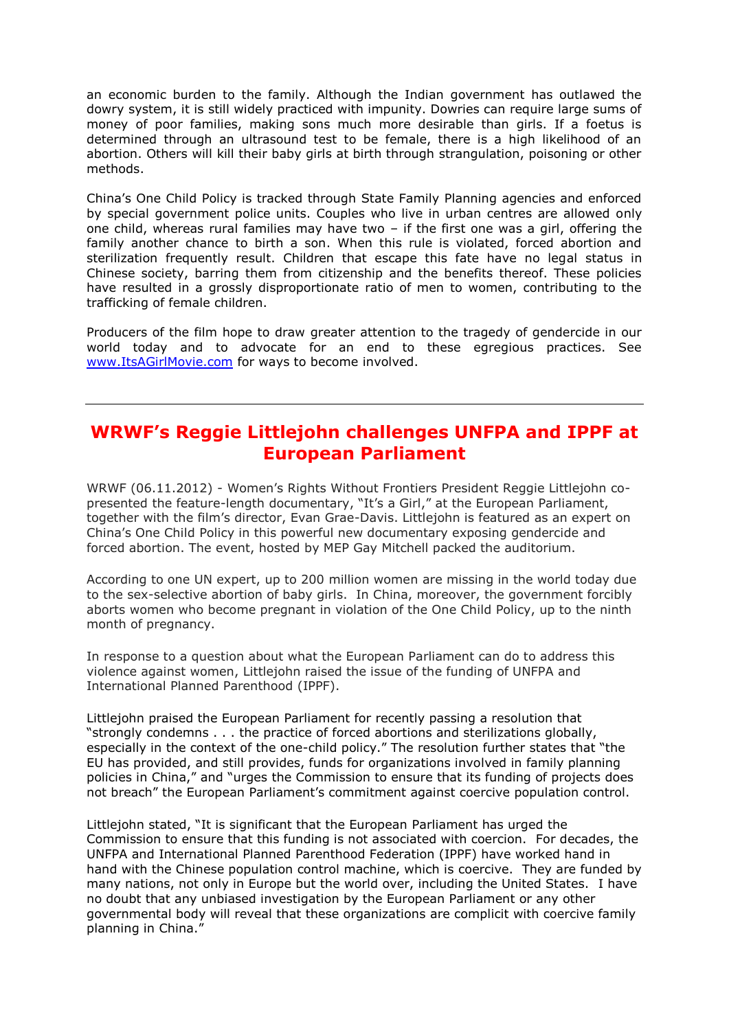an economic burden to the family. Although the Indian government has outlawed the dowry system, it is still widely practiced with impunity. Dowries can require large sums of money of poor families, making sons much more desirable than girls. If a foetus is determined through an ultrasound test to be female, there is a high likelihood of an abortion. Others will kill their baby girls at birth through strangulation, poisoning or other methods.

China's One Child Policy is tracked through State Family Planning agencies and enforced by special government police units. Couples who live in urban centres are allowed only one child, whereas rural families may have two – if the first one was a girl, offering the family another chance to birth a son. When this rule is violated, forced abortion and sterilization frequently result. Children that escape this fate have no legal status in Chinese society, barring them from citizenship and the benefits thereof. These policies have resulted in a grossly disproportionate ratio of men to women, contributing to the trafficking of female children.

Producers of the film hope to draw greater attention to the tragedy of gendercide in our world today and to advocate for an end to these egregious practices. See [www.ItsAGirlMovie.com](http://www.ItsAGirlMovie.com) for ways to become involved.

---

## WRWF's Reggie Littlejohn challenges UNFPA and IPPF at European Parliament

WRWF (06.11.2012) - Women's Rights Without Frontiers President Reggie Littlejohn co-presented the feature-length documentary, "It's a Girl," at the European Parliament, together with the film's director, Evan Grae-Davis. Littlejohn is featured as an expert on China's One Child Policy in this powerful new documentary exposing gendercide and forced abortion. The event, hosted by MEP Gay Mitchell packed the auditorium.

According to one UN expert, up to 200 million women are missing in the world today due to the sex-selective abortion of baby girls. In China, moreover, the government forcibly aborts women who become pregnant in violation of the One Child Policy, up to the ninth month of pregnancy.

In response to a question about what the European Parliament can do to address this violence against women, Littlejohn raised the issue of the funding of UNFPA and International Planned Parenthood (IPPF).

Littlejohn praised the European Parliament for recently passing a resolution that "strongly condemns . . . the practice of forced abortions and sterilizations globally, especially in the context of the one-child policy." The resolution further states that "the EU has provided, and still provides, funds for organizations involved in family planning policies in China," and "urges the Commission to ensure that its funding of projects does not breach" the European Parliament's commitment against coercive population control.

Littlejohn stated, "It is significant that the European Parliament has urged the Commission to ensure that this funding is not associated with coercion. For decades, the UNFPA and International Planned Parenthood Federation (IPPF) have worked hand in hand with the Chinese population control machine, which is coercive. They are funded by many nations, not only in Europe but the world over, including the United States. I have no doubt that any unbiased investigation by the European Parliament or any other governmental body will reveal that these organizations are complicit with coercive family planning in China."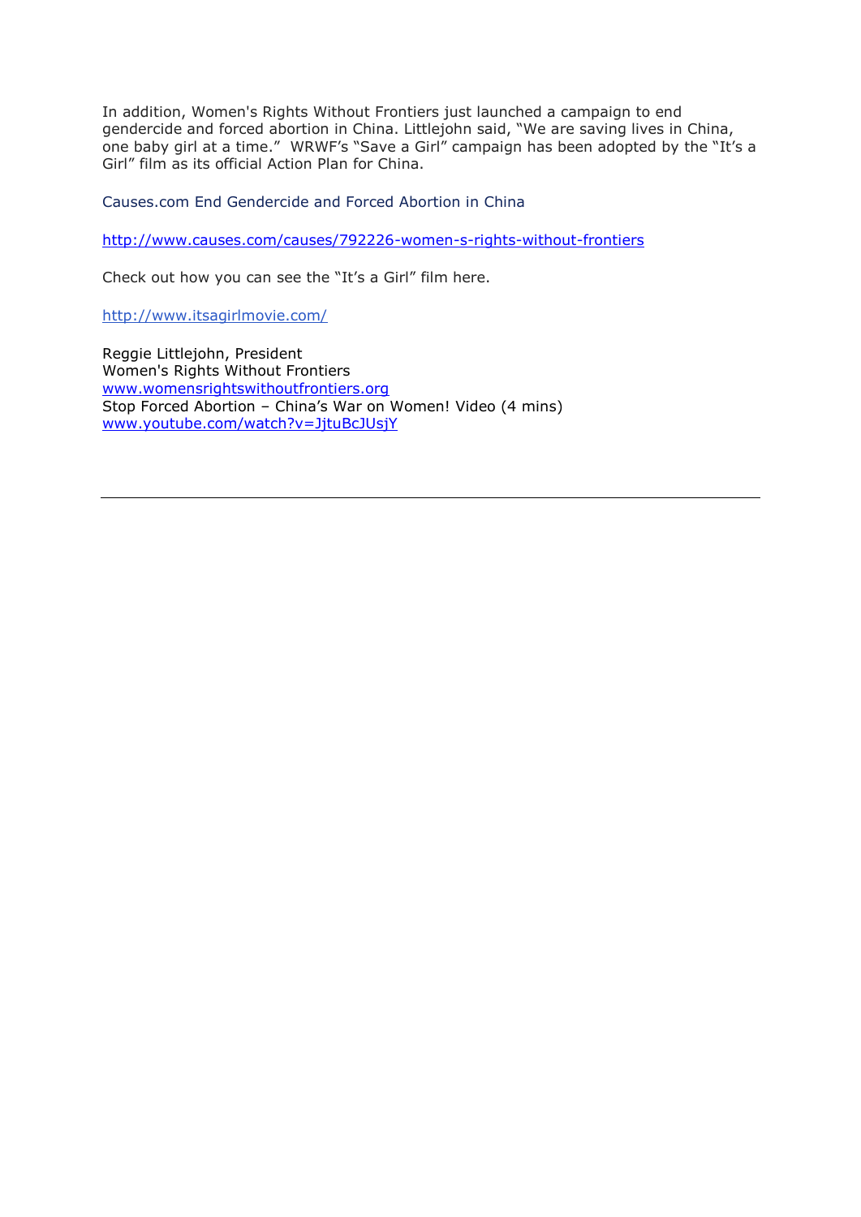In addition, Women's Rights Without Frontiers just launched a campaign to end gendercide and forced abortion in China. Littlejohn said, "We are saving lives in China, one baby girl at a time." WRWF's "Save a Girl" campaign has been adopted by the "It's a Girl" film as its official Action Plan for China.

Causes.com End Gendercide and Forced Abortion in China

http://www.causes.com/causes/792226-women-s-rights-without-frontiers

Check out how you can see the "It's a Girl" film here.

http://www.itsagirlmovie.com/

Reggie Littlejohn, President
Women's Rights Without Frontiers
www.womensrightswithoutfrontiers.org
Stop Forced Abortion – China's War on Women! Video (4 mins)
www.youtube.com/watch?v=JjtuBcJUsjY

---